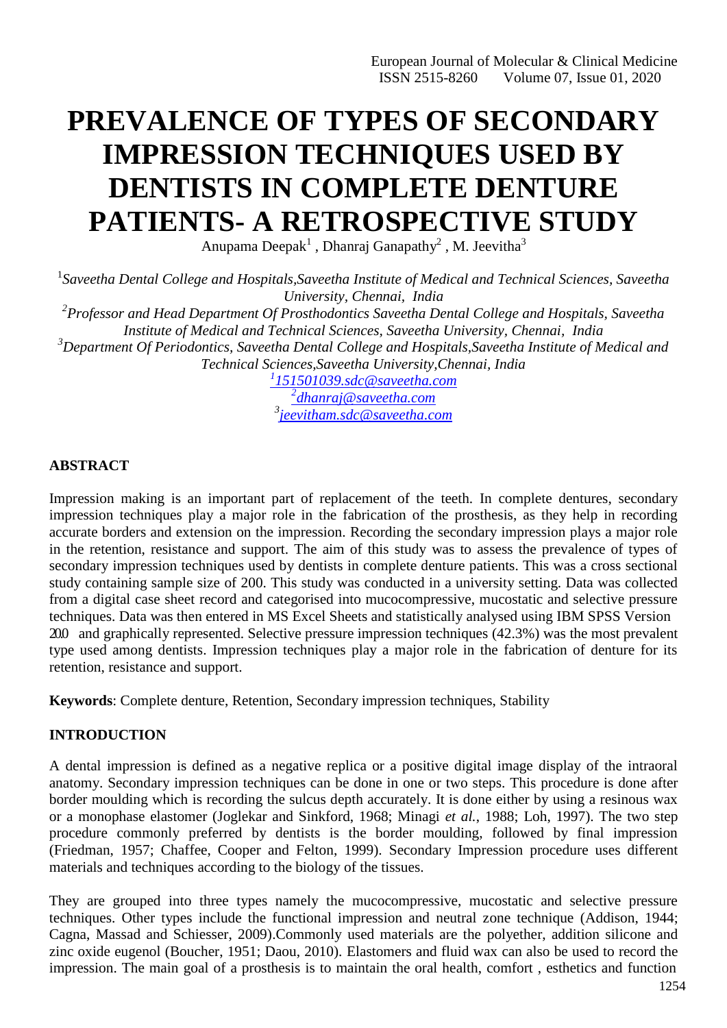# PREVALENCE OF TYPES OF SECONDARY IMPRESSION TECHNIQUES USED BY DENTISTS IN COMPLETE DENTURE PATIENTS- A RETROSPECTIVE STUDY

Anupama Deepak[1] , Dhanraj Ganapathy[2] , M. Jeevitha[3]

[1]*Saveetha Dental College and Hospitals,Saveetha Institute of Medical and Technical Sciences, Saveetha University, Chennai, India*

[2]*Professor and Head Department Of Prosthodontics Saveetha Dental College and Hospitals, Saveetha Institute of Medical and Technical Sciences, Saveetha University, Chennai, India*

[3]*Department Of Periodontics, Saveetha Dental College and Hospitals,Saveetha Institute of Medical and Technical Sciences,Saveetha University,Chennai, India*

[1]*151501039.sdc@saveetha.com*

[2]*dhanraj@saveetha.com*

[3]*jeevitham.sdc@saveetha.com*

## ABSTRACT

Impression making is an important part of replacement of the teeth. In complete dentures, secondary impression techniques play a major role in the fabrication of the prosthesis, as they help in recording accurate borders and extension on the impression. Recording the secondary impression plays a major role in the retention, resistance and support. The aim of this study was to assess the prevalence of types of secondary impression techniques used by dentists in complete denture patients. This was a cross sectional study containing sample size of 200. This study was conducted in a university setting. Data was collected from a digital case sheet record and categorised into mucocompressive, mucostatic and selective pressure techniques. Data was then entered in MS Excel Sheets and statistically analysed using IBM SPSS Version 20.0 and graphically represented. Selective pressure impression techniques (42.3%) was the most prevalent type used among dentists. Impression techniques play a major role in the fabrication of denture for its retention, resistance and support.

**Keywords**: Complete denture, Retention, Secondary impression techniques, Stability

## INTRODUCTION

A dental impression is defined as a negative replica or a positive digital image display of the intraoral anatomy. Secondary impression techniques can be done in one or two steps. This procedure is done after border moulding which is recording the sulcus depth accurately. It is done either by using a resinous wax or a monophase elastomer (Joglekar and Sinkford, 1968; Minagi *et al.*, 1988; Loh, 1997). The two step procedure commonly preferred by dentists is the border moulding, followed by final impression (Friedman, 1957; Chaffee, Cooper and Felton, 1999). Secondary Impression procedure uses different materials and techniques according to the biology of the tissues.

They are grouped into three types namely the mucocompressive, mucostatic and selective pressure techniques. Other types include the functional impression and neutral zone technique (Addison, 1944; Cagna, Massad and Schiesser, 2009).Commonly used materials are the polyether, addition silicone and zinc oxide eugenol (Boucher, 1951; Daou, 2010). Elastomers and fluid wax can also be used to record the impression. The main goal of a prosthesis is to maintain the oral health, comfort , esthetics and function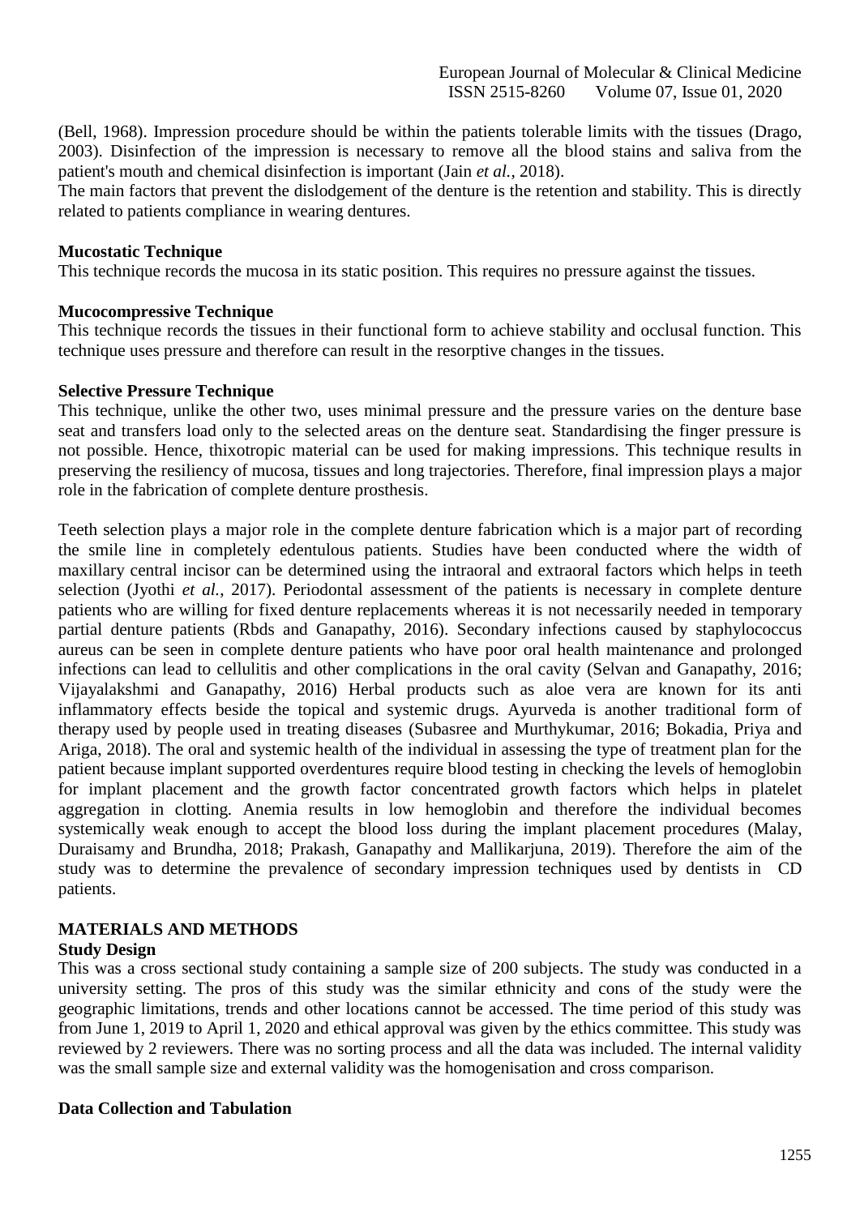(Bell, 1968). Impression procedure should be within the patients tolerable limits with the tissues (Drago, 2003). Disinfection of the impression is necessary to remove all the blood stains and saliva from the patient's mouth and chemical disinfection is important (Jain *et al.*, 2018).
The main factors that prevent the dislodgement of the denture is the retention and stability. This is directly related to patients compliance in wearing dentures.

**Mucostatic Technique**
This technique records the mucosa in its static position. This requires no pressure against the tissues.

**Mucocompressive Technique**
This technique records the tissues in their functional form to achieve stability and occlusal function. This technique uses pressure and therefore can result in the resorptive changes in the tissues.

**Selective Pressure Technique**
This technique, unlike the other two, uses minimal pressure and the pressure varies on the denture base seat and transfers load only to the selected areas on the denture seat. Standardising the finger pressure is not possible. Hence, thixotropic material can be used for making impressions. This technique results in preserving the resiliency of mucosa, tissues and long trajectories. Therefore, final impression plays a major role in the fabrication of complete denture prosthesis.

Teeth selection plays a major role in the complete denture fabrication which is a major part of recording the smile line in completely edentulous patients. Studies have been conducted where the width of maxillary central incisor can be determined using the intraoral and extraoral factors which helps in teeth selection (Jyothi *et al.*, 2017). Periodontal assessment of the patients is necessary in complete denture patients who are willing for fixed denture replacements whereas it is not necessarily needed in temporary partial denture patients (Rbds and Ganapathy, 2016). Secondary infections caused by staphylococcus aureus can be seen in complete denture patients who have poor oral health maintenance and prolonged infections can lead to cellulitis and other complications in the oral cavity (Selvan and Ganapathy, 2016; Vijayalakshmi and Ganapathy, 2016) Herbal products such as aloe vera are known for its anti inflammatory effects beside the topical and systemic drugs. Ayurveda is another traditional form of therapy used by people used in treating diseases (Subasree and Murthykumar, 2016; Bokadia, Priya and Ariga, 2018). The oral and systemic health of the individual in assessing the type of treatment plan for the patient because implant supported overdentures require blood testing in checking the levels of hemoglobin for implant placement and the growth factor concentrated growth factors which helps in platelet aggregation in clotting. Anemia results in low hemoglobin and therefore the individual becomes systemically weak enough to accept the blood loss during the implant placement procedures (Malay, Duraisamy and Brundha, 2018; Prakash, Ganapathy and Mallikarjuna, 2019). Therefore the aim of the study was to determine the prevalence of secondary impression techniques used by dentists in CD patients.

## MATERIALS AND METHODS

**Study Design**
This was a cross sectional study containing a sample size of 200 subjects. The study was conducted in a university setting. The pros of this study was the similar ethnicity and cons of the study were the geographic limitations, trends and other locations cannot be accessed. The time period of this study was from June 1, 2019 to April 1, 2020 and ethical approval was given by the ethics committee. This study was reviewed by 2 reviewers. There was no sorting process and all the data was included. The internal validity was the small sample size and external validity was the homogenisation and cross comparison.

**Data Collection and Tabulation**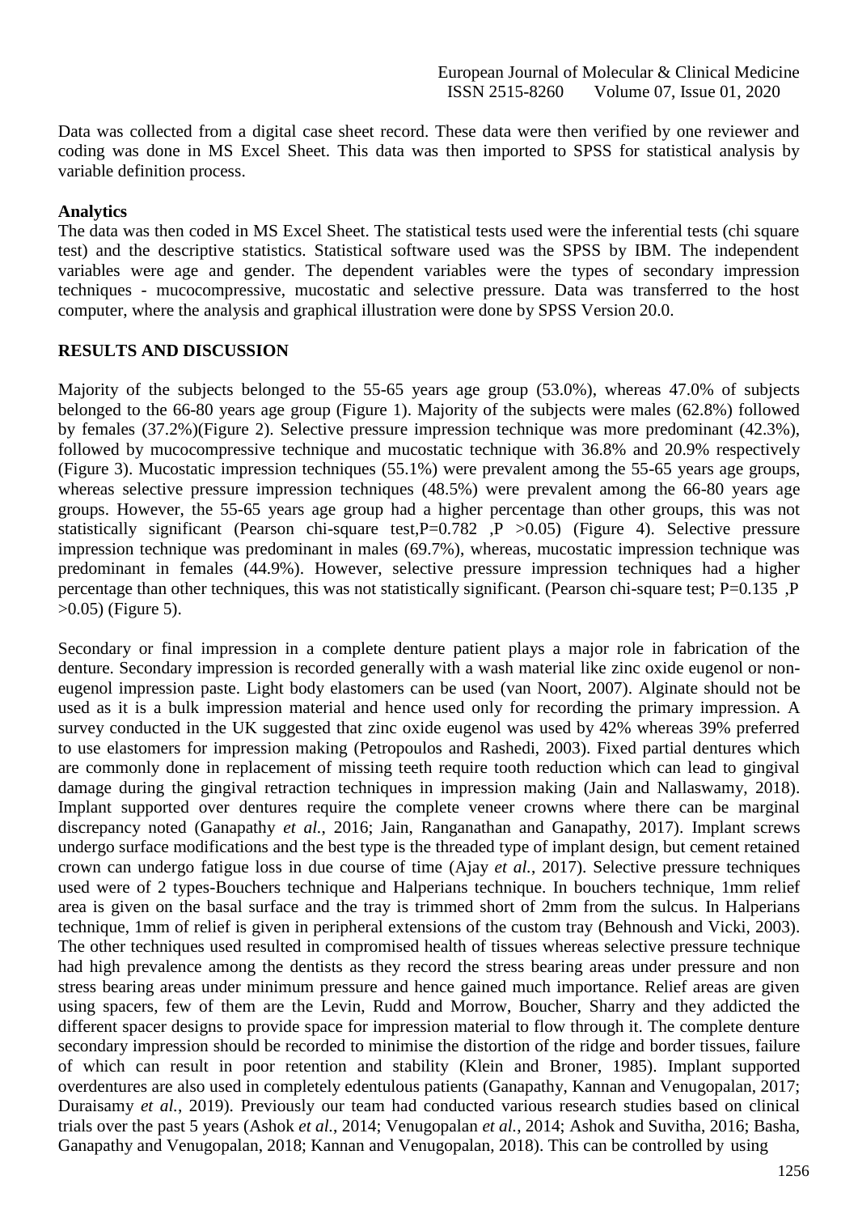Data was collected from a digital case sheet record. These data were then verified by one reviewer and coding was done in MS Excel Sheet. This data was then imported to SPSS for statistical analysis by variable definition process.

**Analytics**

The data was then coded in MS Excel Sheet. The statistical tests used were the inferential tests (chi square test) and the descriptive statistics. Statistical software used was the SPSS by IBM. The independent variables were age and gender. The dependent variables were the types of secondary impression techniques - mucocompressive, mucostatic and selective pressure. Data was transferred to the host computer, where the analysis and graphical illustration were done by SPSS Version 20.0.

## RESULTS AND DISCUSSION

Majority of the subjects belonged to the 55-65 years age group (53.0%), whereas 47.0% of subjects belonged to the 66-80 years age group (Figure 1). Majority of the subjects were males (62.8%) followed by females (37.2%)(Figure 2). Selective pressure impression technique was more predominant (42.3%), followed by mucocompressive technique and mucostatic technique with 36.8% and 20.9% respectively (Figure 3). Mucostatic impression techniques (55.1%) were prevalent among the 55-65 years age groups, whereas selective pressure impression techniques (48.5%) were prevalent among the 66-80 years age groups. However, the 55-65 years age group had a higher percentage than other groups, this was not statistically significant (Pearson chi-square test,P=0.782 ,P >0.05) (Figure 4). Selective pressure impression technique was predominant in males (69.7%), whereas, mucostatic impression technique was predominant in females (44.9%). However, selective pressure impression techniques had a higher percentage than other techniques, this was not statistically significant. (Pearson chi-square test; P=0.135 ,P >0.05) (Figure 5).

Secondary or final impression in a complete denture patient plays a major role in fabrication of the denture. Secondary impression is recorded generally with a wash material like zinc oxide eugenol or non-eugenol impression paste. Light body elastomers can be used (van Noort, 2007). Alginate should not be used as it is a bulk impression material and hence used only for recording the primary impression. A survey conducted in the UK suggested that zinc oxide eugenol was used by 42% whereas 39% preferred to use elastomers for impression making (Petropoulos and Rashedi, 2003). Fixed partial dentures which are commonly done in replacement of missing teeth require tooth reduction which can lead to gingival damage during the gingival retraction techniques in impression making (Jain and Nallaswamy, 2018). Implant supported over dentures require the complete veneer crowns where there can be marginal discrepancy noted (Ganapathy *et al.*, 2016; Jain, Ranganathan and Ganapathy, 2017). Implant screws undergo surface modifications and the best type is the threaded type of implant design, but cement retained crown can undergo fatigue loss in due course of time (Ajay *et al.*, 2017). Selective pressure techniques used were of 2 types-Bouchers technique and Halperians technique. In bouchers technique, 1mm relief area is given on the basal surface and the tray is trimmed short of 2mm from the sulcus. In Halperians technique, 1mm of relief is given in peripheral extensions of the custom tray (Behnoush and Vicki, 2003). The other techniques used resulted in compromised health of tissues whereas selective pressure technique had high prevalence among the dentists as they record the stress bearing areas under pressure and non stress bearing areas under minimum pressure and hence gained much importance. Relief areas are given using spacers, few of them are the Levin, Rudd and Morrow, Boucher, Sharry and they addicted the different spacer designs to provide space for impression material to flow through it. The complete denture secondary impression should be recorded to minimise the distortion of the ridge and border tissues, failure of which can result in poor retention and stability (Klein and Broner, 1985). Implant supported overdentures are also used in completely edentulous patients (Ganapathy, Kannan and Venugopalan, 2017; Duraisamy *et al.*, 2019). Previously our team had conducted various research studies based on clinical trials over the past 5 years (Ashok *et al.*, 2014; Venugopalan *et al.*, 2014; Ashok and Suvitha, 2016; Basha, Ganapathy and Venugopalan, 2018; Kannan and Venugopalan, 2018). This can be controlled by using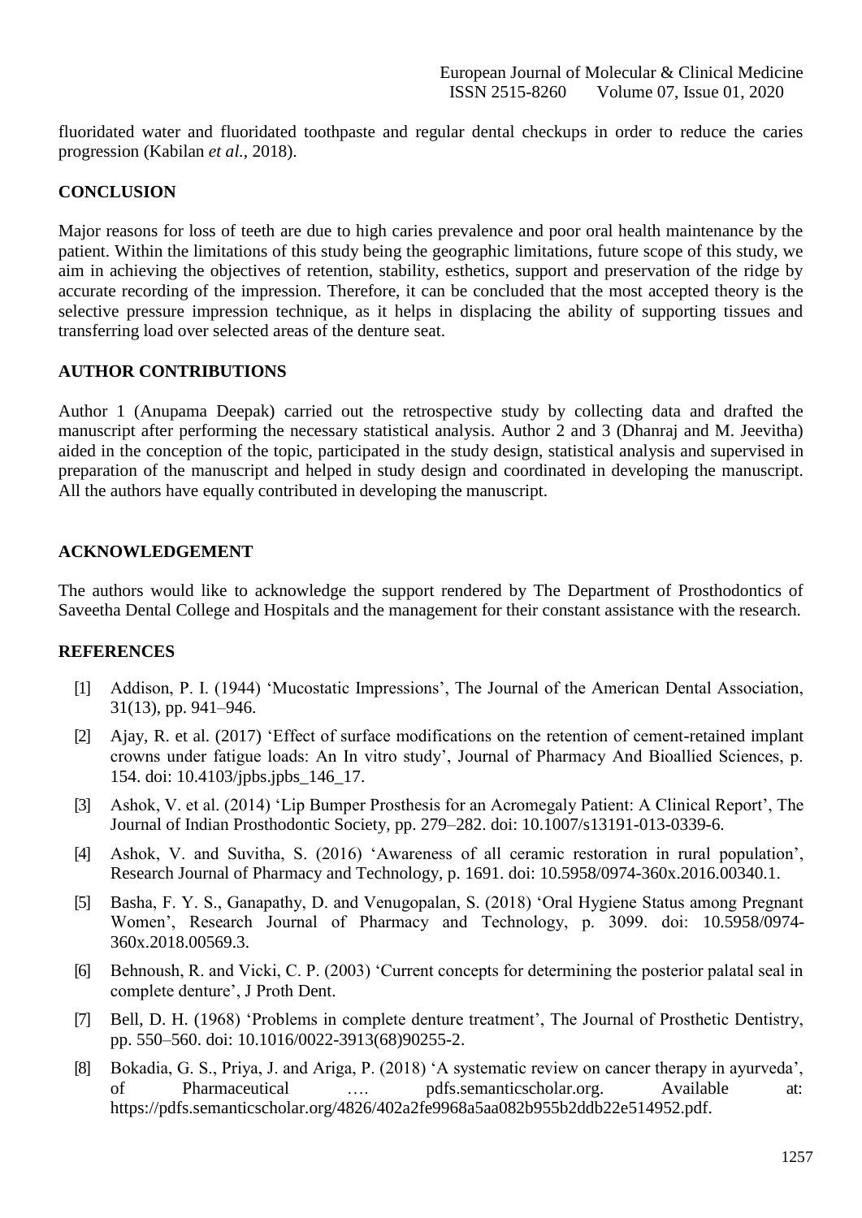fluoridated water and fluoridated toothpaste and regular dental checkups in order to reduce the caries progression (Kabilan *et al.*, 2018).

## CONCLUSION

Major reasons for loss of teeth are due to high caries prevalence and poor oral health maintenance by the patient. Within the limitations of this study being the geographic limitations, future scope of this study, we aim in achieving the objectives of retention, stability, esthetics, support and preservation of the ridge by accurate recording of the impression. Therefore, it can be concluded that the most accepted theory is the selective pressure impression technique, as it helps in displacing the ability of supporting tissues and transferring load over selected areas of the denture seat.

## AUTHOR CONTRIBUTIONS

Author 1 (Anupama Deepak) carried out the retrospective study by collecting data and drafted the manuscript after performing the necessary statistical analysis. Author 2 and 3 (Dhanraj and M. Jeevitha) aided in the conception of the topic, participated in the study design, statistical analysis and supervised in preparation of the manuscript and helped in study design and coordinated in developing the manuscript. All the authors have equally contributed in developing the manuscript.

## ACKNOWLEDGEMENT

The authors would like to acknowledge the support rendered by The Department of Prosthodontics of Saveetha Dental College and Hospitals and the management for their constant assistance with the research.

## REFERENCES

[1] Addison, P. I. (1944) 'Mucostatic Impressions', The Journal of the American Dental Association, 31(13), pp. 941–946.

[2] Ajay, R. et al. (2017) 'Effect of surface modifications on the retention of cement-retained implant crowns under fatigue loads: An In vitro study', Journal of Pharmacy And Bioallied Sciences, p. 154. doi: 10.4103/jpbs.jpbs_146_17.

[3] Ashok, V. et al. (2014) 'Lip Bumper Prosthesis for an Acromegaly Patient: A Clinical Report', The Journal of Indian Prosthodontic Society, pp. 279–282. doi: 10.1007/s13191-013-0339-6.

[4] Ashok, V. and Suvitha, S. (2016) 'Awareness of all ceramic restoration in rural population', Research Journal of Pharmacy and Technology, p. 1691. doi: 10.5958/0974-360x.2016.00340.1.

[5] Basha, F. Y. S., Ganapathy, D. and Venugopalan, S. (2018) 'Oral Hygiene Status among Pregnant Women', Research Journal of Pharmacy and Technology, p. 3099. doi: 10.5958/0974-360x.2018.00569.3.

[6] Behnoush, R. and Vicki, C. P. (2003) 'Current concepts for determining the posterior palatal seal in complete denture', J Proth Dent.

[7] Bell, D. H. (1968) 'Problems in complete denture treatment', The Journal of Prosthetic Dentistry, pp. 550–560. doi: 10.1016/0022-3913(68)90255-2.

[8] Bokadia, G. S., Priya, J. and Ariga, P. (2018) 'A systematic review on cancer therapy in ayurveda', of Pharmaceutical …. pdfs.semanticscholar.org. Available at: https://pdfs.semanticscholar.org/4826/402a2fe9968a5aa082b955b2ddb22e514952.pdf.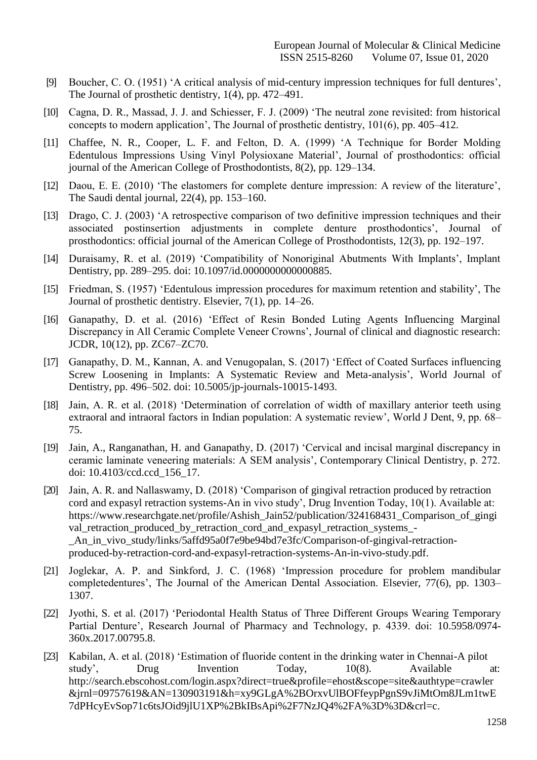[9] Boucher, C. O. (1951) 'A critical analysis of mid-century impression techniques for full dentures', The Journal of prosthetic dentistry, 1(4), pp. 472–491.

[10] Cagna, D. R., Massad, J. J. and Schiesser, F. J. (2009) 'The neutral zone revisited: from historical concepts to modern application', The Journal of prosthetic dentistry, 101(6), pp. 405–412.

[11] Chaffee, N. R., Cooper, L. F. and Felton, D. A. (1999) 'A Technique for Border Molding Edentulous Impressions Using Vinyl Polysioxane Material', Journal of prosthodontics: official journal of the American College of Prosthodontists, 8(2), pp. 129–134.

[12] Daou, E. E. (2010) 'The elastomers for complete denture impression: A review of the literature', The Saudi dental journal, 22(4), pp. 153–160.

[13] Drago, C. J. (2003) 'A retrospective comparison of two definitive impression techniques and their associated postinsertion adjustments in complete denture prosthodontics', Journal of prosthodontics: official journal of the American College of Prosthodontists, 12(3), pp. 192–197.

[14] Duraisamy, R. et al. (2019) 'Compatibility of Nonoriginal Abutments With Implants', Implant Dentistry, pp. 289–295. doi: 10.1097/id.0000000000000885.

[15] Friedman, S. (1957) 'Edentulous impression procedures for maximum retention and stability', The Journal of prosthetic dentistry. Elsevier, 7(1), pp. 14–26.

[16] Ganapathy, D. et al. (2016) 'Effect of Resin Bonded Luting Agents Influencing Marginal Discrepancy in All Ceramic Complete Veneer Crowns', Journal of clinical and diagnostic research: JCDR, 10(12), pp. ZC67–ZC70.

[17] Ganapathy, D. M., Kannan, A. and Venugopalan, S. (2017) 'Effect of Coated Surfaces influencing Screw Loosening in Implants: A Systematic Review and Meta-analysis', World Journal of Dentistry, pp. 496–502. doi: 10.5005/jp-journals-10015-1493.

[18] Jain, A. R. et al. (2018) 'Determination of correlation of width of maxillary anterior teeth using extraoral and intraoral factors in Indian population: A systematic review', World J Dent, 9, pp. 68–75.

[19] Jain, A., Ranganathan, H. and Ganapathy, D. (2017) 'Cervical and incisal marginal discrepancy in ceramic laminate veneering materials: A SEM analysis', Contemporary Clinical Dentistry, p. 272. doi: 10.4103/ccd.ccd_156_17.

[20] Jain, A. R. and Nallaswamy, D. (2018) 'Comparison of gingival retraction produced by retraction cord and expasyl retraction systems-An in vivo study', Drug Invention Today, 10(1). Available at: https://www.researchgate.net/profile/Ashish_Jain52/publication/324168431_Comparison_of_gingival_retraction_produced_by_retraction_cord_and_expasyl_retraction_systems_-_An_in_vivo_study/links/5affd95a0f7e9be94bd7e3fc/Comparison-of-gingival-retraction-produced-by-retraction-cord-and-expasyl-retraction-systems-An-in-vivo-study.pdf.

[21] Joglekar, A. P. and Sinkford, J. C. (1968) 'Impression procedure for problem mandibular completedentures', The Journal of the American Dental Association. Elsevier, 77(6), pp. 1303–1307.

[22] Jyothi, S. et al. (2017) 'Periodontal Health Status of Three Different Groups Wearing Temporary Partial Denture', Research Journal of Pharmacy and Technology, p. 4339. doi: 10.5958/0974-360x.2017.00795.8.

[23] Kabilan, A. et al. (2018) 'Estimation of fluoride content in the drinking water in Chennai-A pilot study', Drug Invention Today, 10(8). Available at: http://search.ebscohost.com/login.aspx?direct=true&profile=ehost&scope=site&authtype=crawler&jrnl=09757619&AN=130903191&h=xy9GLgA%2BOrxvUlBOFfeypPgnS9vJiMtOm8JLm1twE7dPHcyEvSop71c6tsJOid9jlU1XP%2BkIBsApi%2F7NzJQ4%2FA%3D%3D&crl=c.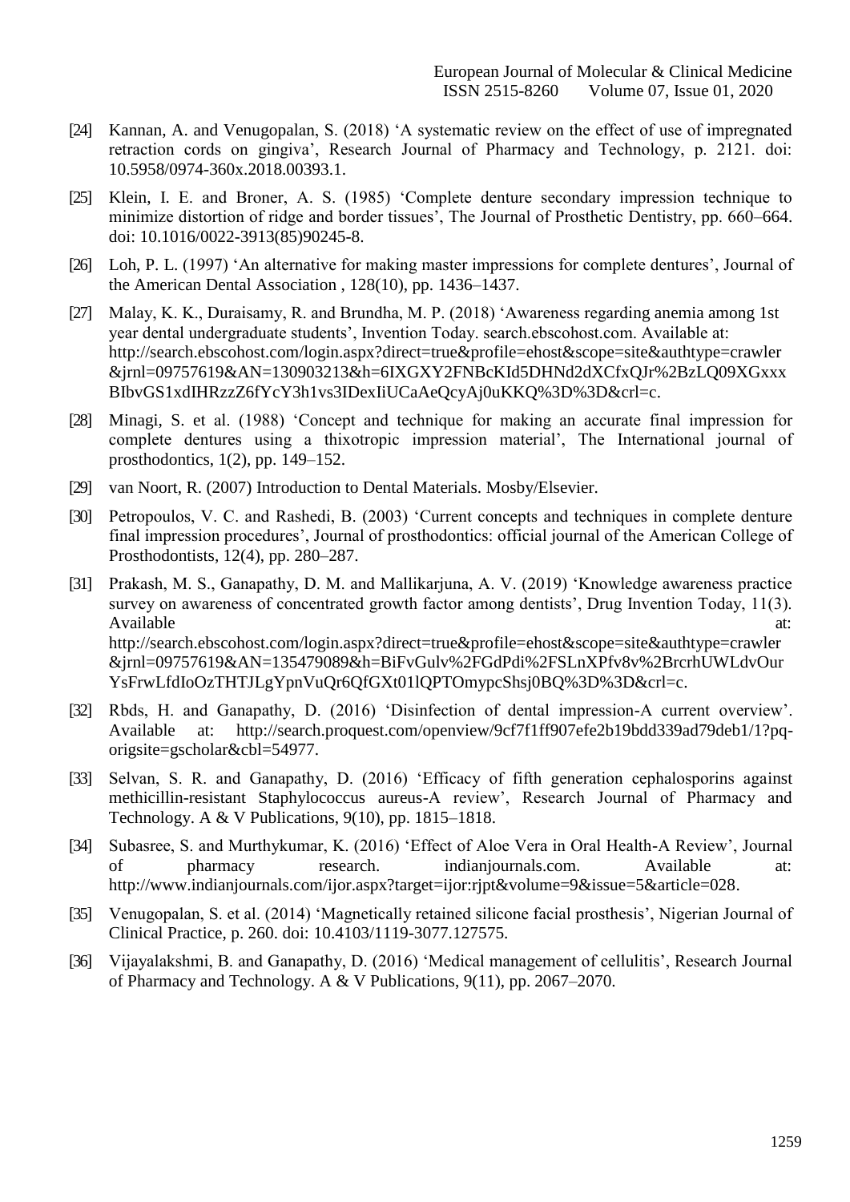[24] Kannan, A. and Venugopalan, S. (2018) 'A systematic review on the effect of use of impregnated retraction cords on gingiva', Research Journal of Pharmacy and Technology, p. 2121. doi: 10.5958/0974-360x.2018.00393.1.

[25] Klein, I. E. and Broner, A. S. (1985) 'Complete denture secondary impression technique to minimize distortion of ridge and border tissues', The Journal of Prosthetic Dentistry, pp. 660–664. doi: 10.1016/0022-3913(85)90245-8.

[26] Loh, P. L. (1997) 'An alternative for making master impressions for complete dentures', Journal of the American Dental Association , 128(10), pp. 1436–1437.

[27] Malay, K. K., Duraisamy, R. and Brundha, M. P. (2018) 'Awareness regarding anemia among 1st year dental undergraduate students', Invention Today. search.ebscohost.com. Available at: http://search.ebscohost.com/login.aspx?direct=true&profile=ehost&scope=site&authtype=crawler&jrnl=09757619&AN=130903213&h=6IXGXY2FNBcKId5DHNd2dXCfxQJr%2BzLQ09XGxxxBIbvGS1xdIHRzzZ6fYcY3h1vs3IDexIiUCaAeQcyAj0uKKQ%3D%3D&crl=c.

[28] Minagi, S. et al. (1988) 'Concept and technique for making an accurate final impression for complete dentures using a thixotropic impression material', The International journal of prosthodontics, 1(2), pp. 149–152.

[29] van Noort, R. (2007) Introduction to Dental Materials. Mosby/Elsevier.

[30] Petropoulos, V. C. and Rashedi, B. (2003) 'Current concepts and techniques in complete denture final impression procedures', Journal of prosthodontics: official journal of the American College of Prosthodontists, 12(4), pp. 280–287.

[31] Prakash, M. S., Ganapathy, D. M. and Mallikarjuna, A. V. (2019) 'Knowledge awareness practice survey on awareness of concentrated growth factor among dentists', Drug Invention Today, 11(3). Available at: http://search.ebscohost.com/login.aspx?direct=true&profile=ehost&scope=site&authtype=crawler&jrnl=09757619&AN=135479089&h=BiFvGulv%2FGdPdi%2FSLnXPfv8v%2BrcrhUWLdvOurYsFrwLfdIoOzTHTJLgYpnVuQr6QfGXt01lQPTOmypcShsj0BQ%3D%3D&crl=c.

[32] Rbds, H. and Ganapathy, D. (2016) 'Disinfection of dental impression-A current overview'. Available at: http://search.proquest.com/openview/9cf7f1ff907efe2b19bdd339ad79deb1/1?pq-origsite=gscholar&cbl=54977.

[33] Selvan, S. R. and Ganapathy, D. (2016) 'Efficacy of fifth generation cephalosporins against methicillin-resistant Staphylococcus aureus-A review', Research Journal of Pharmacy and Technology. A & V Publications, 9(10), pp. 1815–1818.

[34] Subasree, S. and Murthykumar, K. (2016) 'Effect of Aloe Vera in Oral Health-A Review', Journal of pharmacy research. indianjournals.com. Available at: http://www.indianjournals.com/ijor.aspx?target=ijor:rjpt&volume=9&issue=5&article=028.

[35] Venugopalan, S. et al. (2014) 'Magnetically retained silicone facial prosthesis', Nigerian Journal of Clinical Practice, p. 260. doi: 10.4103/1119-3077.127575.

[36] Vijayalakshmi, B. and Ganapathy, D. (2016) 'Medical management of cellulitis', Research Journal of Pharmacy and Technology. A & V Publications, 9(11), pp. 2067–2070.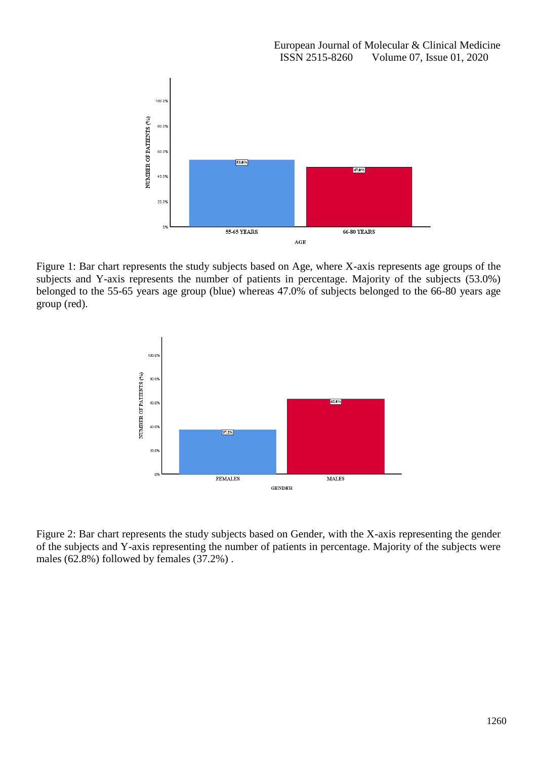Figure 1: Bar chart represents the study subjects based on Age, where X-axis represents age groups of the subjects and Y-axis represents the number of patients in percentage. Majority of the subjects (53.0%) belonged to the 55-65 years age group (blue) whereas 47.0% of subjects belonged to the 66-80 years age group (red).

Figure 2: Bar chart represents the study subjects based on Gender, with the X-axis representing the gender of the subjects and Y-axis representing the number of patients in percentage. Majority of the subjects were males (62.8%) followed by females (37.2%) .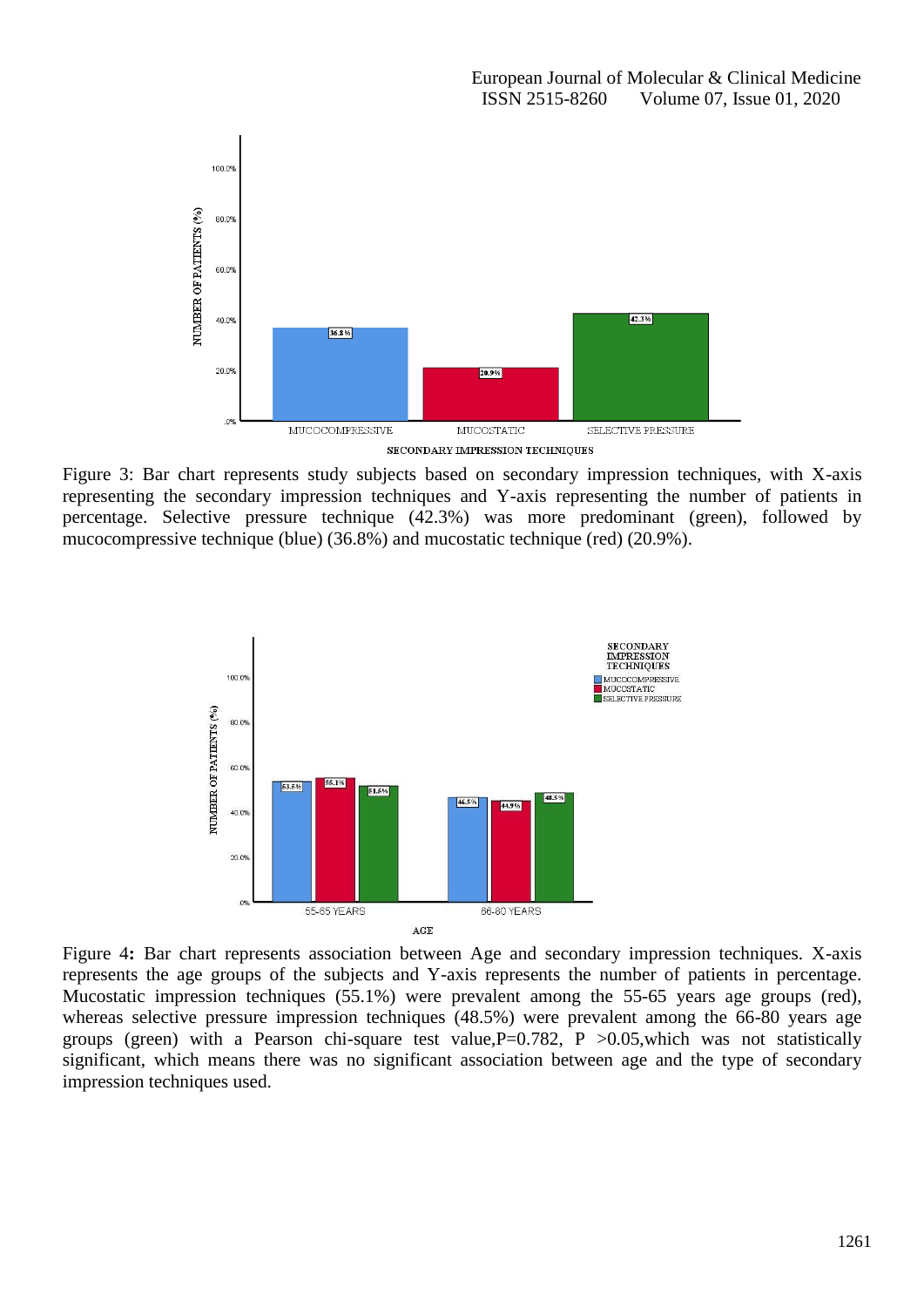Figure 3: Bar chart represents study subjects based on secondary impression techniques, with X-axis representing the secondary impression techniques and Y-axis representing the number of patients in percentage. Selective pressure technique (42.3%) was more predominant (green), followed by mucocompressive technique (blue) (36.8%) and mucostatic technique (red) (20.9%).

Figure 4**:** Bar chart represents association between Age and secondary impression techniques. X-axis represents the age groups of the subjects and Y-axis represents the number of patients in percentage. Mucostatic impression techniques (55.1%) were prevalent among the 55-65 years age groups (red), whereas selective pressure impression techniques (48.5%) were prevalent among the 66-80 years age groups (green) with a Pearson chi-square test value,P=0.782, P >0.05,which was not statistically significant, which means there was no significant association between age and the type of secondary impression techniques used.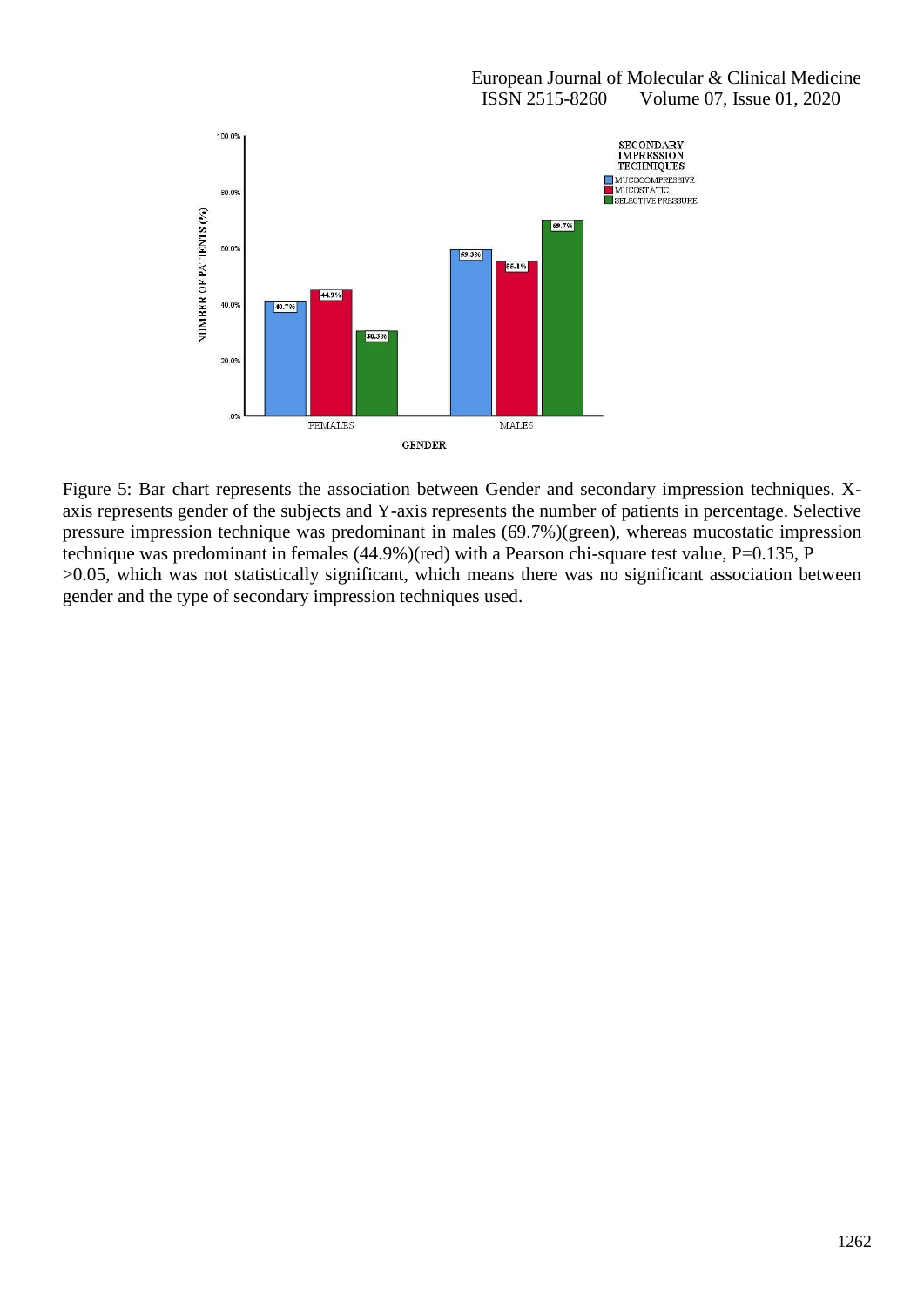SECONDARY IMPRESSION TECHNIQUES

MUCOCOMPRESSIVE

MUCOSTATIC

SELECTIVE PRESSURE

NUMBER OF PATIENTS (%)

100.0%

80.0%

60.0%

40.0%

20.0%

.0%

40.7%

44.9%

30.3%

59.3%

55.1%

69.7%

FEMALES

MALES

GENDER

Figure 5: Bar chart represents the association between Gender and secondary impression techniques. X-axis represents gender of the subjects and Y-axis represents the number of patients in percentage. Selective pressure impression technique was predominant in males (69.7%)(green), whereas mucostatic impression technique was predominant in females (44.9%)(red) with a Pearson chi-square test value, P=0.135, P >0.05, which was not statistically significant, which means there was no significant association between gender and the type of secondary impression techniques used.